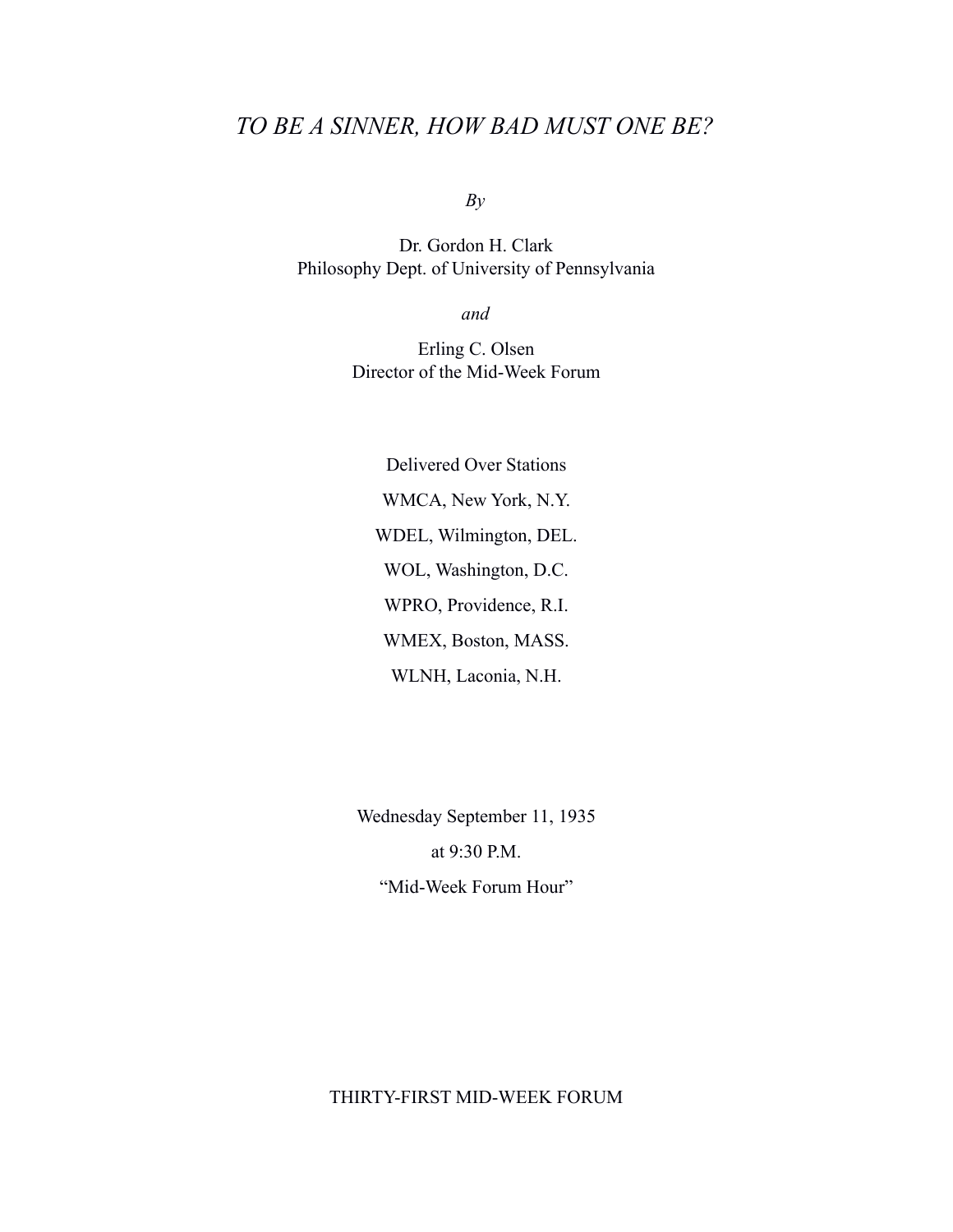# *TO BE A SINNER, HOW BAD MUST ONE BE?*

*By*

Dr. Gordon H. Clark
Philosophy Dept. of University of Pennsylvania

*and*

Erling C. Olsen
Director of the Mid-Week Forum

Delivered Over Stations

WMCA, New York, N.Y.

WDEL, Wilmington, DEL.

WOL, Washington, D.C.

WPRO, Providence, R.I.

WMEX, Boston, MASS.

WLNH, Laconia, N.H.

Wednesday September 11, 1935

at 9:30 P.M.

"Mid-Week Forum Hour"

THIRTY-FIRST MID-WEEK FORUM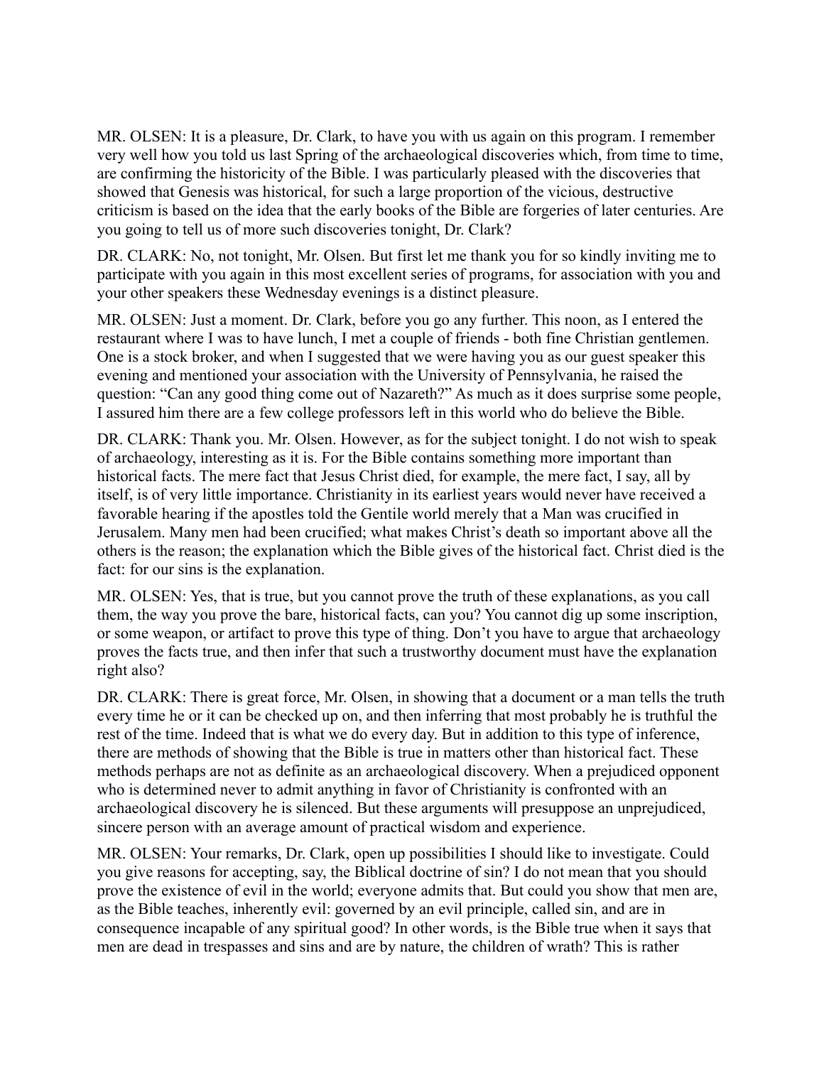MR. OLSEN: It is a pleasure, Dr. Clark, to have you with us again on this program. I remember very well how you told us last Spring of the archaeological discoveries which, from time to time, are confirming the historicity of the Bible. I was particularly pleased with the discoveries that showed that Genesis was historical, for such a large proportion of the vicious, destructive criticism is based on the idea that the early books of the Bible are forgeries of later centuries. Are you going to tell us of more such discoveries tonight, Dr. Clark?

DR. CLARK: No, not tonight, Mr. Olsen. But first let me thank you for so kindly inviting me to participate with you again in this most excellent series of programs, for association with you and your other speakers these Wednesday evenings is a distinct pleasure.

MR. OLSEN: Just a moment. Dr. Clark, before you go any further. This noon, as I entered the restaurant where I was to have lunch, I met a couple of friends - both fine Christian gentlemen. One is a stock broker, and when I suggested that we were having you as our guest speaker this evening and mentioned your association with the University of Pennsylvania, he raised the question: “Can any good thing come out of Nazareth?” As much as it does surprise some people, I assured him there are a few college professors left in this world who do believe the Bible.

DR. CLARK: Thank you. Mr. Olsen. However, as for the subject tonight. I do not wish to speak of archaeology, interesting as it is. For the Bible contains something more important than historical facts. The mere fact that Jesus Christ died, for example, the mere fact, I say, all by itself, is of very little importance. Christianity in its earliest years would never have received a favorable hearing if the apostles told the Gentile world merely that a Man was crucified in Jerusalem. Many men had been crucified; what makes Christ’s death so important above all the others is the reason; the explanation which the Bible gives of the historical fact. Christ died is the fact: for our sins is the explanation.

MR. OLSEN: Yes, that is true, but you cannot prove the truth of these explanations, as you call them, the way you prove the bare, historical facts, can you? You cannot dig up some inscription, or some weapon, or artifact to prove this type of thing. Don’t you have to argue that archaeology proves the facts true, and then infer that such a trustworthy document must have the explanation right also?

DR. CLARK: There is great force, Mr. Olsen, in showing that a document or a man tells the truth every time he or it can be checked up on, and then inferring that most probably he is truthful the rest of the time. Indeed that is what we do every day. But in addition to this type of inference, there are methods of showing that the Bible is true in matters other than historical fact. These methods perhaps are not as definite as an archaeological discovery. When a prejudiced opponent who is determined never to admit anything in favor of Christianity is confronted with an archaeological discovery he is silenced. But these arguments will presuppose an unprejudiced, sincere person with an average amount of practical wisdom and experience.

MR. OLSEN: Your remarks, Dr. Clark, open up possibilities I should like to investigate. Could you give reasons for accepting, say, the Biblical doctrine of sin? I do not mean that you should prove the existence of evil in the world; everyone admits that. But could you show that men are, as the Bible teaches, inherently evil: governed by an evil principle, called sin, and are in consequence incapable of any spiritual good? In other words, is the Bible true when it says that men are dead in trespasses and sins and are by nature, the children of wrath? This is rather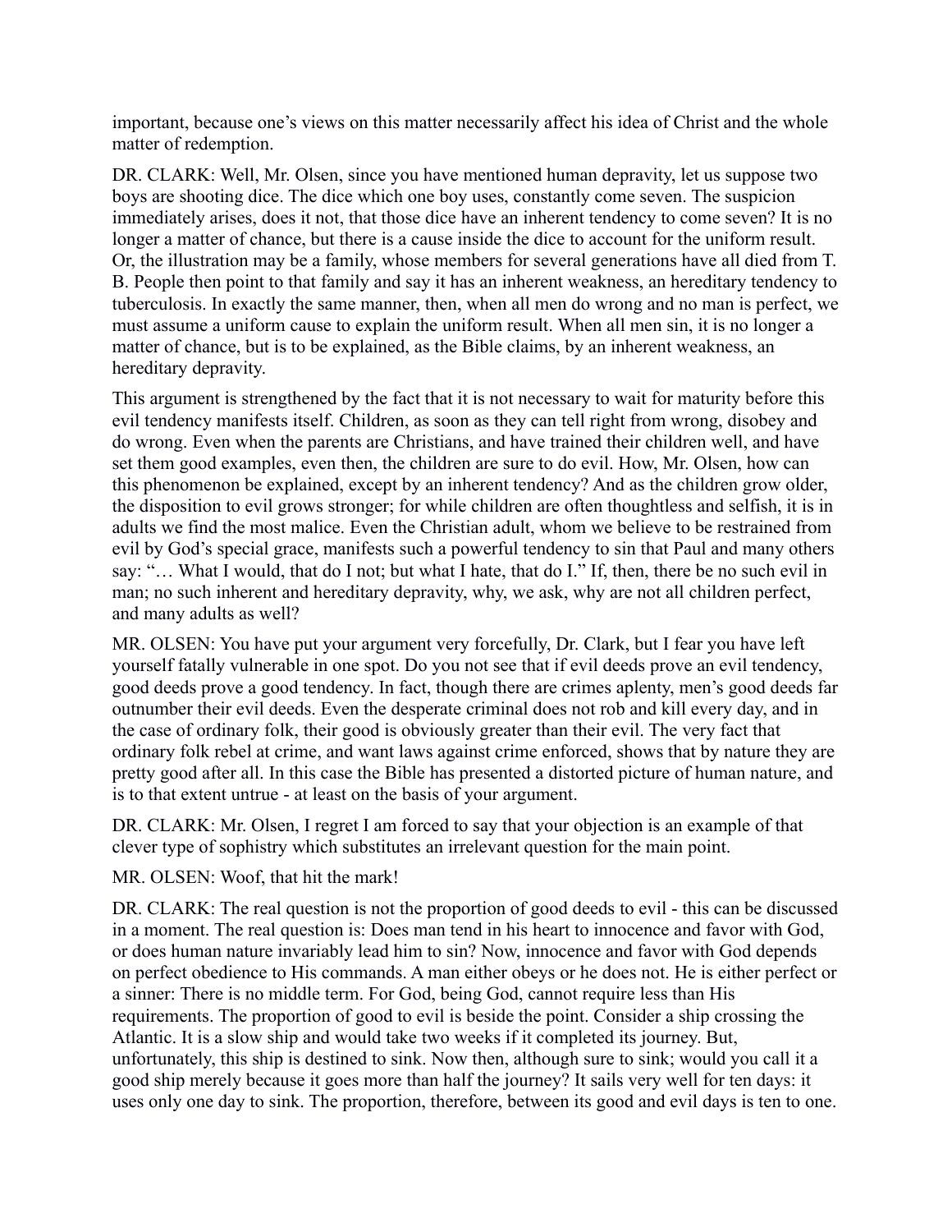important, because one's views on this matter necessarily affect his idea of Christ and the whole matter of redemption.

DR. CLARK: Well, Mr. Olsen, since you have mentioned human depravity, let us suppose two boys are shooting dice. The dice which one boy uses, constantly come seven. The suspicion immediately arises, does it not, that those dice have an inherent tendency to come seven? It is no longer a matter of chance, but there is a cause inside the dice to account for the uniform result. Or, the illustration may be a family, whose members for several generations have all died from T. B. People then point to that family and say it has an inherent weakness, an hereditary tendency to tuberculosis. In exactly the same manner, then, when all men do wrong and no man is perfect, we must assume a uniform cause to explain the uniform result. When all men sin, it is no longer a matter of chance, but is to be explained, as the Bible claims, by an inherent weakness, an hereditary depravity.

This argument is strengthened by the fact that it is not necessary to wait for maturity before this evil tendency manifests itself. Children, as soon as they can tell right from wrong, disobey and do wrong. Even when the parents are Christians, and have trained their children well, and have set them good examples, even then, the children are sure to do evil. How, Mr. Olsen, how can this phenomenon be explained, except by an inherent tendency? And as the children grow older, the disposition to evil grows stronger; for while children are often thoughtless and selfish, it is in adults we find the most malice. Even the Christian adult, whom we believe to be restrained from evil by God's special grace, manifests such a powerful tendency to sin that Paul and many others say: "… What I would, that do I not; but what I hate, that do I." If, then, there be no such evil in man; no such inherent and hereditary depravity, why, we ask, why are not all children perfect, and many adults as well?

MR. OLSEN: You have put your argument very forcefully, Dr. Clark, but I fear you have left yourself fatally vulnerable in one spot. Do you not see that if evil deeds prove an evil tendency, good deeds prove a good tendency. In fact, though there are crimes aplenty, men's good deeds far outnumber their evil deeds. Even the desperate criminal does not rob and kill every day, and in the case of ordinary folk, their good is obviously greater than their evil. The very fact that ordinary folk rebel at crime, and want laws against crime enforced, shows that by nature they are pretty good after all. In this case the Bible has presented a distorted picture of human nature, and is to that extent untrue - at least on the basis of your argument.

DR. CLARK: Mr. Olsen, I regret I am forced to say that your objection is an example of that clever type of sophistry which substitutes an irrelevant question for the main point.

MR. OLSEN: Woof, that hit the mark!

DR. CLARK: The real question is not the proportion of good deeds to evil - this can be discussed in a moment. The real question is: Does man tend in his heart to innocence and favor with God, or does human nature invariably lead him to sin? Now, innocence and favor with God depends on perfect obedience to His commands. A man either obeys or he does not. He is either perfect or a sinner: There is no middle term. For God, being God, cannot require less than His requirements. The proportion of good to evil is beside the point. Consider a ship crossing the Atlantic. It is a slow ship and would take two weeks if it completed its journey. But, unfortunately, this ship is destined to sink. Now then, although sure to sink; would you call it a good ship merely because it goes more than half the journey? It sails very well for ten days: it uses only one day to sink. The proportion, therefore, between its good and evil days is ten to one.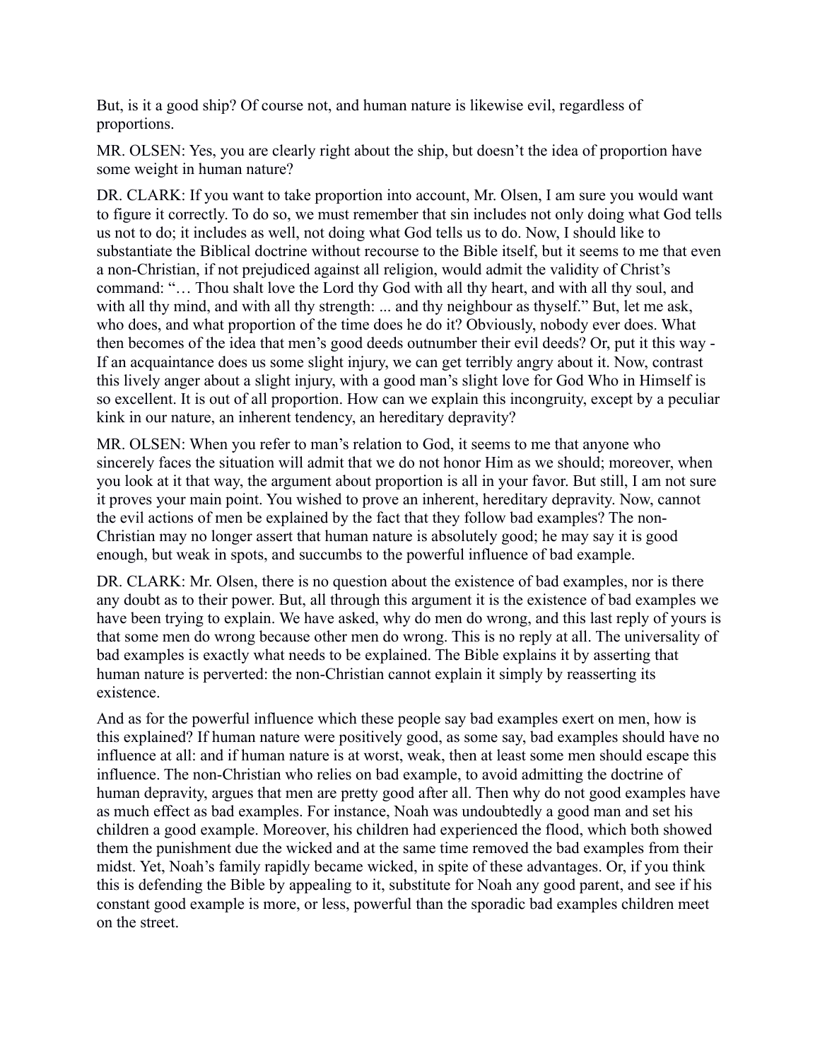But, is it a good ship? Of course not, and human nature is likewise evil, regardless of proportions.

MR. OLSEN: Yes, you are clearly right about the ship, but doesn't the idea of proportion have some weight in human nature?

DR. CLARK: If you want to take proportion into account, Mr. Olsen, I am sure you would want to figure it correctly. To do so, we must remember that sin includes not only doing what God tells us not to do; it includes as well, not doing what God tells us to do. Now, I should like to substantiate the Biblical doctrine without recourse to the Bible itself, but it seems to me that even a non-Christian, if not prejudiced against all religion, would admit the validity of Christ's command: "… Thou shalt love the Lord thy God with all thy heart, and with all thy soul, and with all thy mind, and with all thy strength: ... and thy neighbour as thyself." But, let me ask, who does, and what proportion of the time does he do it? Obviously, nobody ever does. What then becomes of the idea that men's good deeds outnumber their evil deeds? Or, put it this way - If an acquaintance does us some slight injury, we can get terribly angry about it. Now, contrast this lively anger about a slight injury, with a good man's slight love for God Who in Himself is so excellent. It is out of all proportion. How can we explain this incongruity, except by a peculiar kink in our nature, an inherent tendency, an hereditary depravity?

MR. OLSEN: When you refer to man's relation to God, it seems to me that anyone who sincerely faces the situation will admit that we do not honor Him as we should; moreover, when you look at it that way, the argument about proportion is all in your favor. But still, I am not sure it proves your main point. You wished to prove an inherent, hereditary depravity. Now, cannot the evil actions of men be explained by the fact that they follow bad examples? The non-Christian may no longer assert that human nature is absolutely good; he may say it is good enough, but weak in spots, and succumbs to the powerful influence of bad example.

DR. CLARK: Mr. Olsen, there is no question about the existence of bad examples, nor is there any doubt as to their power. But, all through this argument it is the existence of bad examples we have been trying to explain. We have asked, why do men do wrong, and this last reply of yours is that some men do wrong because other men do wrong. This is no reply at all. The universality of bad examples is exactly what needs to be explained. The Bible explains it by asserting that human nature is perverted: the non-Christian cannot explain it simply by reasserting its existence.

And as for the powerful influence which these people say bad examples exert on men, how is this explained? If human nature were positively good, as some say, bad examples should have no influence at all: and if human nature is at worst, weak, then at least some men should escape this influence. The non-Christian who relies on bad example, to avoid admitting the doctrine of human depravity, argues that men are pretty good after all. Then why do not good examples have as much effect as bad examples. For instance, Noah was undoubtedly a good man and set his children a good example. Moreover, his children had experienced the flood, which both showed them the punishment due the wicked and at the same time removed the bad examples from their midst. Yet, Noah's family rapidly became wicked, in spite of these advantages. Or, if you think this is defending the Bible by appealing to it, substitute for Noah any good parent, and see if his constant good example is more, or less, powerful than the sporadic bad examples children meet on the street.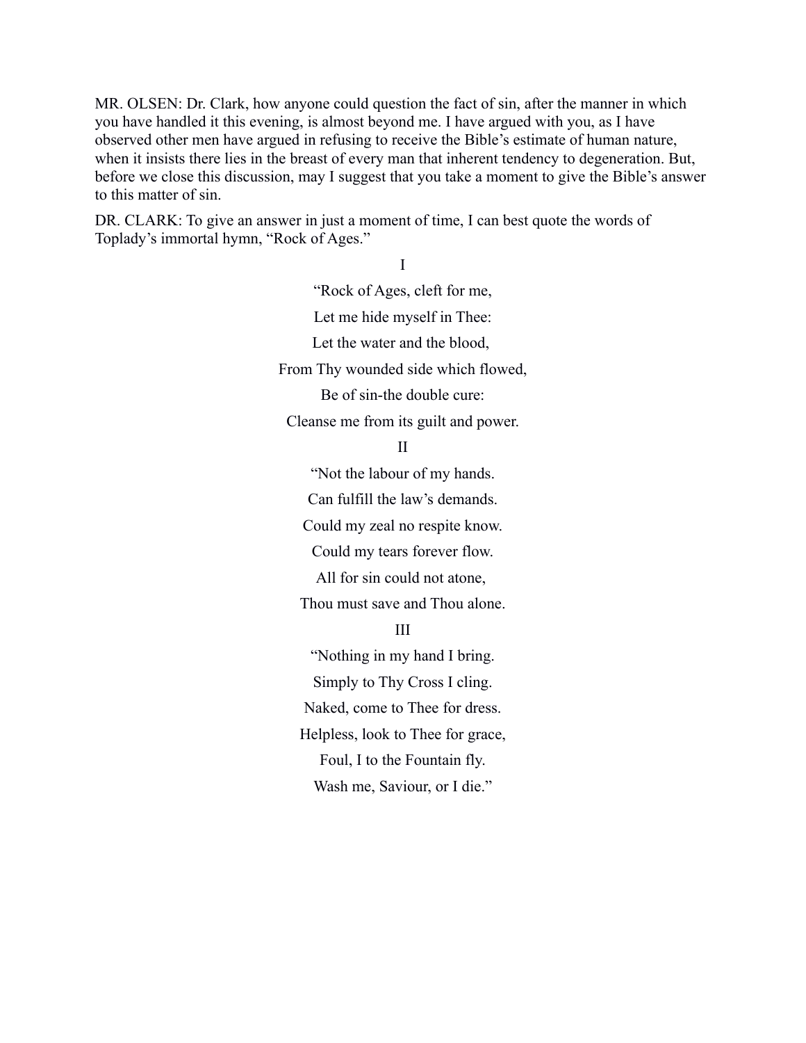MR. OLSEN: Dr. Clark, how anyone could question the fact of sin, after the manner in which you have handled it this evening, is almost beyond me. I have argued with you, as I have observed other men have argued in refusing to receive the Bible's estimate of human nature, when it insists there lies in the breast of every man that inherent tendency to degeneration. But, before we close this discussion, may I suggest that you take a moment to give the Bible's answer to this matter of sin.

DR. CLARK: To give an answer in just a moment of time, I can best quote the words of Toplady's immortal hymn, "Rock of Ages."

I

"Rock of Ages, cleft for me,

Let me hide myself in Thee:

Let the water and the blood,

From Thy wounded side which flowed,

Be of sin-the double cure:

Cleanse me from its guilt and power.

II

"Not the labour of my hands.

Can fulfill the law's demands.

Could my zeal no respite know.

Could my tears forever flow.

All for sin could not atone,

Thou must save and Thou alone.

III

"Nothing in my hand I bring.

Simply to Thy Cross I cling.

Naked, come to Thee for dress.

Helpless, look to Thee for grace,

Foul, I to the Fountain fly.

Wash me, Saviour, or I die."